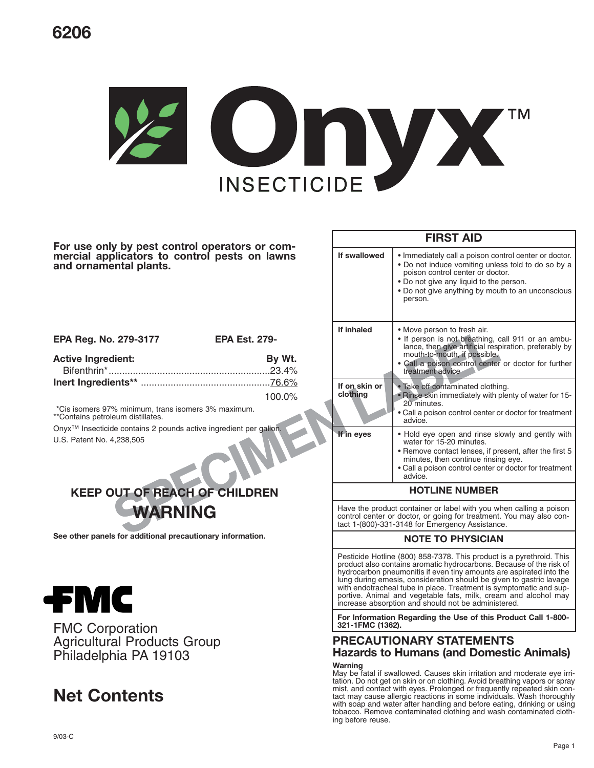6206

# Onyx™ INSECTICIDE

**For use only by pest control operators or commercial applicators to control pests on lawns and ornamental plants.**

**EPA Reg. No. 279-3177** **EPA Est. 279-**

| **Active Ingredient:** | **By Wt.** |
|---|---|
| Bifenthrin* | 23.4% |
| **Inert Ingredients**** | 76.6% |
| | 100.0% |

*Cis isomers 97% minimum, trans isomers 3% maximum.
**Contains petroleum distillates.

Onyx™ Insecticide contains 2 pounds active ingredient per gallon.

U.S. Patent No. 4,238,505

SPECIMEN LABEL

## KEEP OUT OF REACH OF CHILDREN
## WARNING

**See other panels for additional precautionary information.**

FMC

FMC Corporation
Agricultural Products Group
Philadelphia PA 19103

## Net Contents

9/03-C

## FIRST AID

| | |
|---|---|
| **If swallowed** | • Immediately call a poison control center or doctor.<br>• Do not induce vomiting unless told to do so by a poison control center or doctor.<br>• Do not give any liquid to the person.<br>• Do not give anything by mouth to an unconscious person. |
| **If inhaled** | • Move person to fresh air.<br>• If person is not breathing, call 911 or an ambulance, then give artificial respiration, preferably by mouth-to-mouth, if possible.<br>• Call a poison control center or doctor for further treatment advice. |
| **If on skin or clothing** | • Take off contaminated clothing.<br>• Rinse skin immediately with plenty of water for 15-20 minutes.<br>• Call a poison control center or doctor for treatment advice. |
| **If in eyes** | • Hold eye open and rinse slowly and gently with water for 15-20 minutes.<br>• Remove contact lenses, if present, after the first 5 minutes, then continue rinsing eye.<br>• Call a poison control center or doctor for treatment advice. |

### HOTLINE NUMBER

Have the product container or label with you when calling a poison control center or doctor, or going for treatment. You may also contact 1-(800)-331-3148 for Emergency Assistance.

### NOTE TO PHYSICIAN

Pesticide Hotline (800) 858-7378. This product is a pyrethroid. This product also contains aromatic hydrocarbons. Because of the risk of hydrocarbon pneumonitis if even tiny amounts are aspirated into the lung during emesis, consideration should be given to gastric lavage with endotracheal tube in place. Treatment is symptomatic and supportive. Animal and vegetable fats, milk, cream and alcohol may increase absorption and should not be administered.

**For Information Regarding the Use of this Product Call 1-800-321-1FMC (1362).**

## PRECAUTIONARY STATEMENTS
## Hazards to Humans (and Domestic Animals)

**Warning**

May be fatal if swallowed. Causes skin irritation and moderate eye irritation. Do not get on skin or on clothing. Avoid breathing vapors or spray mist, and contact with eyes. Prolonged or frequently repeated skin contact may cause allergic reactions in some individuals. Wash thoroughly with soap and water after handling and before eating, drinking or using tobacco. Remove contaminated clothing and wash contaminated clothing before reuse.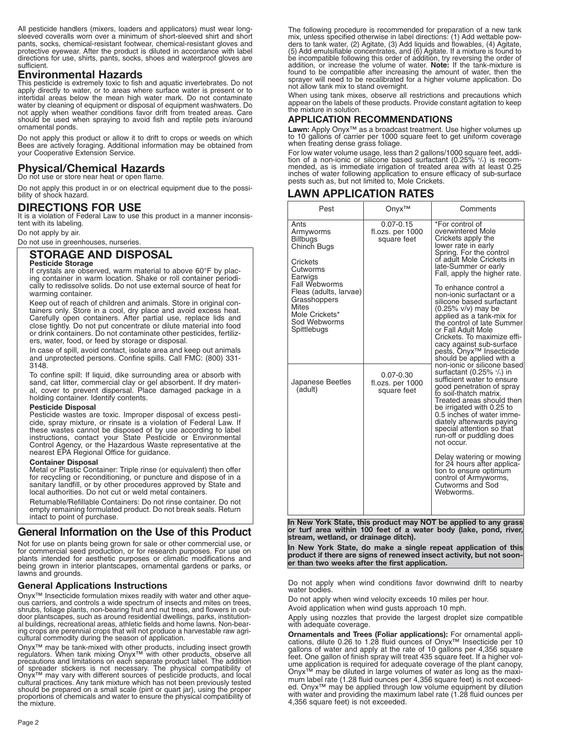All pesticide handlers (mixers, loaders and applicators) must wear long-sleeved coveralls worn over a minimum of short-sleeved shirt and short pants, socks, chemical-resistant footwear, chemical-resistant gloves and protective eyewear. After the product is diluted in accordance with label directions for use, shirts, pants, socks, shoes and waterproof gloves are sufficient.

## Environmental Hazards

This pesticide is extremely toxic to fish and aquatic invertebrates. Do not apply directly to water, or to areas where surface water is present or to intertidal areas below the mean high water mark. Do not contaminate water by cleaning of equipment or disposal of equipment washwaters. Do not apply when weather conditions favor drift from treated areas. Care should be used when spraying to avoid fish and reptile pets in/around ornamental ponds.

Do not apply this product or allow it to drift to crops or weeds on which Bees are actively foraging. Additional information may be obtained from your Cooperative Extension Service.

## Physical/Chemical Hazards

Do not use or store near heat or open flame.

Do not apply this product in or on electrical equipment due to the possibility of shock hazard.

## DIRECTIONS FOR USE

It is a violation of Federal Law to use this product in a manner inconsistent with its labeling.

Do not apply by air.

Do not use in greenhouses, nurseries.

## STORAGE AND DISPOSAL

**Pesticide Storage**

If crystals are observed, warm material to above 60°F by placing container in warm location. Shake or roll container periodically to redissolve solids. Do not use external source of heat for warming container.

Keep out of reach of children and animals. Store in original containers only. Store in a cool, dry place and avoid excess heat. Carefully open containers. After partial use, replace lids and close tightly. Do not put concentrate or dilute material into food or drink containers. Do not contaminate other pesticides, fertilizers, water, food, or feed by storage or disposal.

In case of spill, avoid contact, isolate area and keep out animals and unprotected persons. Confine spills. Call FMC: (800) 331-3148.

To confine spill: If liquid, dike surrounding area or absorb with sand, cat litter, commercial clay or gel absorbent. If dry material, cover to prevent dispersal. Place damaged package in a holding container. Identify contents.

**Pesticide Disposal**

Pesticide wastes are toxic. Improper disposal of excess pesticide, spray mixture, or rinsate is a violation of Federal Law. If these wastes cannot be disposed of by use according to label instructions, contact your State Pesticide or Environmental Control Agency, or the Hazardous Waste representative at the nearest EPA Regional Office for guidance.

**Container Disposal**

Metal or Plastic Container: Triple rinse (or equivalent) then offer for recycling or reconditioning, or puncture and dispose of in a sanitary landfill, or by other procedures approved by State and local authorities. Do not cut or weld metal containers.

Returnable/Refillable Containers: Do not rinse container. Do not empty remaining formulated product. Do not break seals. Return intact to point of purchase.

## General Information on the Use of this Product

Not for use on plants being grown for sale or other commercial use, or for commercial seed production, or for research purposes. For use on plants intended for aesthetic purposes or climatic modifications and being grown in interior plantscapes, ornamental gardens or parks, or lawns and grounds.

### General Applications Instructions

Onyx™ Insecticide formulation mixes readily with water and other aqueous carriers, and controls a wide spectrum of insects and mites on trees, shrubs, foliage plants, non-bearing fruit and nut trees, and flowers in outdoor plantscapes, such as around residential dwellings, parks, institutional buildings, recreational areas, athletic fields and home lawns. Non-bearing crops are perennial crops that will not produce a harvestable raw agricultural commodity during the season of application.

Onyx™ may be tank-mixed with other products, including insect growth regulators. When tank mixing Onyx™ with other products, observe all precautions and limitations on each separate product label. The addition of spreader stickers is not necessary. The physical compatibility of Onyx™ may vary with different sources of pesticide products, and local cultural practices. Any tank mixture which has not been previously tested should be prepared on a small scale (pint or quart jar), using the proper proportions of chemicals and water to ensure the physical compatibility of the mixture.

The following procedure is recommended for preparation of a new tank mix, unless specified otherwise in label directions: (1) Add wettable powders to tank water, (2) Agitate, (3) Add liquids and flowables, (4) Agitate, (5) Add emulsifiable concentrates, and (6) Agitate. If a mixture is found to be incompatible following this order of addition, try reversing the order of addition, or increase the volume of water. **Note:** If the tank-mixture is found to be compatible after increasing the amount of water, then the sprayer will need to be recalibrated for a higher volume application. Do not allow tank mix to stand overnight.

When using tank mixes, observe all restrictions and precautions which appear on the labels of these products. Provide constant agitation to keep the mixture in solution.

### APPLICATION RECOMMENDATIONS

**Lawn:** Apply Onyx™ as a broadcast treatment. Use higher volumes up to 10 gallons of carrier per 1000 square feet to get uniform coverage when treating dense grass foliage.

For low water volume usage, less than 2 gallons/1000 square feet, addition of a non-ionic or silicone based surfactant (0.25% v/v) is recommended, as is immediate irrigation of treated area with at least 0.25 inches of water following application to ensure efficacy of sub-surface pests such as, but not limited to, Mole Crickets.

## LAWN APPLICATION RATES

| Pest | Onyx™ | Comments |
|---|---|---|
| Ants<br>Armyworms<br>Billbugs<br>Chinch Bugs<br>Crickets<br>Cutworms<br>Earwigs<br>Fall Webworms<br>Fleas (adults, larvae)<br>Grasshoppers<br>Mites<br>Mole Crickets*<br>Sod Webworms<br>Spittlebugs | 0.07-0.15 fl.ozs. per 1000 square feet | *For control of overwintered Mole Crickets apply the lower rate in early Spring. For the control of adult Mole Crickets in late-Summer or early Fall, apply the higher rate.<br><br>To enhance control a non-ionic surfactant or a silicone based surfactant (0.25% v/v) may be applied as a tank-mix for the control of late Summer or Fall Adult Mole Crickets. To maximize efficacy against sub-surface pests, Onyx™ Insecticide should be applied with a non-ionic or silicone based surfactant (0.25% v/v) in sufficient water to ensure good penetration of spray to soil-thatch matrix. Treated areas should then be irrigated with 0.25 to 0.5 inches of water immediately afterwards paying special attention so that run-off or puddling does not occur.<br><br>Delay watering or mowing for 24 hours after application to ensure optimum control of Armyworms, Cutworms and Sod Webworms. |
| Japanese Beetles (adult) | 0.07-0.30 fl.ozs. per 1000 square feet | |

**In New York State, this product may NOT be applied to any grass or turf area within 100 feet of a water body (lake, pond, river, stream, wetland, or drainage ditch).**

**In New York State, do make a single repeat application of this product if there are signs of renewed insect activity, but not sooner than two weeks after the first application.**

Do not apply when wind conditions favor downwind drift to nearby water bodies.

Do not apply when wind velocity exceeds 10 miles per hour.

Avoid application when wind gusts approach 10 mph.

Apply using nozzles that provide the largest droplet size compatible with adequate coverage.

**Ornamentals and Trees (Foliar applications):** For ornamental applications, dilute 0.26 to 1.28 fluid ounces of Onyx™ Insecticide per 10 gallons of water and apply at the rate of 10 gallons per 4,356 square feet. One gallon of finish spray will treat 435 square feet. If a higher volume application is required for adequate coverage of the plant canopy, Onyx™ may be diluted in large volumes of water as long as the maximum label rate (1.28 fluid ounces per 4,356 square feet) is not exceeded. Onyx™ may be applied through low volume equipment by dilution with water and providing the maximum label rate (1.28 fluid ounces per 4,356 square feet) is not exceeded.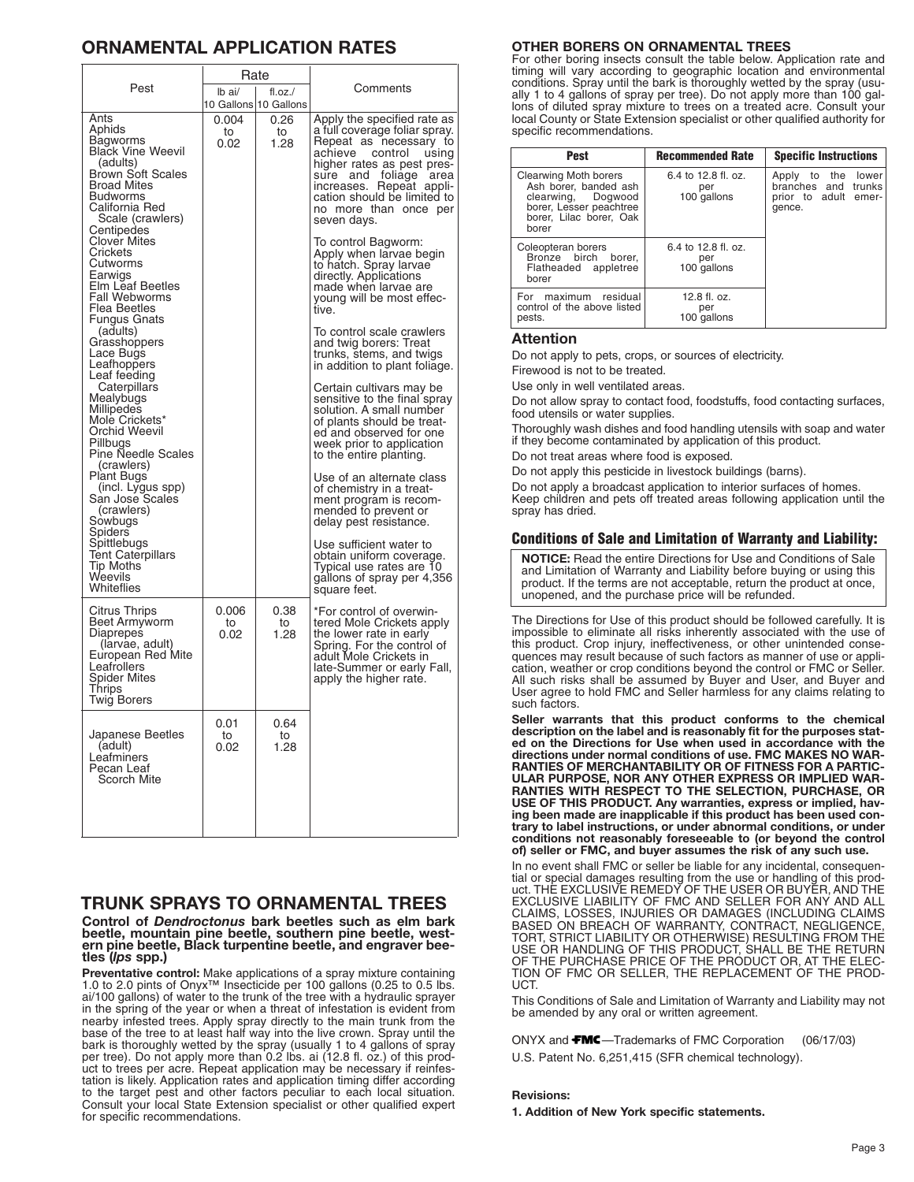## ORNAMENTAL APPLICATION RATES

| Pest | Rate | | Comments |
|---|---|---|---|
| | lb ai/ 10 Gallons | fl.oz./ 10 Gallons | |
| Ants<br>Aphids<br>Bagworms<br>Black Vine Weevil (adults)<br>Brown Soft Scales<br>Broad Mites<br>Budworms<br>California Red Scale (crawlers)<br>Centipedes<br>Clover Mites<br>Crickets<br>Cutworms<br>Earwigs<br>Elm Leaf Beetles<br>Fall Webworms<br>Flea Beetles<br>Fungus Gnats (adults)<br>Grasshoppers<br>Lace Bugs<br>Leafhoppers<br>Leaf feeding Caterpillars<br>Mealybugs<br>Millipedes<br>Mole Crickets*<br>Orchid Weevil<br>Pillbugs<br>Pine Needle Scales (crawlers)<br>Plant Bugs (incl. Lygus spp)<br>San Jose Scales (crawlers)<br>Sowbugs<br>Spiders<br>Spittlebugs<br>Tent Caterpillars<br>Tip Moths<br>Weevils<br>Whiteflies | 0.004 to 0.02 | 0.26 to 1.28 | Apply the specified rate as a full coverage foliar spray. Repeat as necessary to achieve control using higher rates as pest pressure and foliage area increases. Repeat application should be limited to no more than once per seven days.<br><br>To control Bagworm: Apply when larvae begin to hatch. Spray larvae directly. Applications made when larvae are young will be most effective.<br><br>To control scale crawlers and twig borers: Treat trunks, stems, and twigs in addition to plant foliage.<br><br>Certain cultivars may be sensitive to the final spray solution. A small number of plants should be treated and observed for one week prior to application to the entire planting.<br><br>Use of an alternate class of chemistry in a treatment program is recommended to prevent or delay pest resistance.<br><br>Use sufficient water to obtain uniform coverage. Typical use rates are 10 gallons of spray per 4,356 square feet. |
| Citrus Thrips<br>Beet Armyworm<br>Diaprepes (larvae, adult)<br>European Red Mite<br>Leafrollers<br>Spider Mites<br>Thrips<br>Twig Borers | 0.006 to 0.02 | 0.38 to 1.28 | *For control of overwintered Mole Crickets apply the lower rate in early Spring. For the control of adult Mole Crickets in late-Summer or early Fall, apply the higher rate. |
| Japanese Beetles (adult)<br>Leafminers<br>Pecan Leaf Scorch Mite | 0.01 to 0.02 | 0.64 to 1.28 | |

## TRUNK SPRAYS TO ORNAMENTAL TREES

**Control of *Dendroctonus* bark beetles such as elm bark beetle, mountain pine beetle, southern pine beetle, western pine beetle, Black turpentine beetle, and engraver beetles (*Ips* spp.)**

**Preventative control:** Make applications of a spray mixture containing 1.0 to 2.0 pints of Onyx™ Insecticide per 100 gallons (0.25 to 0.5 lbs. ai/100 gallons) of water to the trunk of the tree with a hydraulic sprayer in the spring of the year or when a threat of infestation is evident from nearby infested trees. Apply spray directly to the main trunk from the base of the tree to at least half way into the live crown. Spray until the bark is thoroughly wetted by the spray (usually 1 to 4 gallons of spray per tree). Do not apply more than 0.2 lbs. ai (12.8 fl. oz.) of this product to trees per acre. Repeat application may be necessary if reinfestation is likely. Application rates and application timing differ according to the target pest and other factors peculiar to each local situation. Consult your local State Extension specialist or other qualified expert for specific recommendations.

### OTHER BORERS ON ORNAMENTAL TREES

For other boring insects consult the table below. Application rate and timing will vary according to geographic location and environmental conditions. Spray until the bark is thoroughly wetted by the spray (usually 1 to 4 gallons of spray per tree). Do not apply more than 100 gallons of diluted spray mixture to trees on a treated acre. Consult your local County or State Extension specialist or other qualified authority for specific recommendations.

| Pest | Recommended Rate | Specific Instructions |
|---|---|---|
| Clearwing Moth borers<br>Ash borer, banded ash clearwing, Dogwood borer, Lesser peachtree borer, Lilac borer, Oak borer | 6.4 to 12.8 fl. oz. per 100 gallons | Apply to the lower branches and trunks prior to adult emergence. |
| Coleopteran borers<br>Bronze birch borer, Flatheaded appletree borer | 6.4 to 12.8 fl. oz. per 100 gallons | |
| For maximum residual control of the above listed pests. | 12.8 fl. oz. per 100 gallons | |

### Attention

Do not apply to pets, crops, or sources of electricity.

Firewood is not to be treated.

Use only in well ventilated areas.

Do not allow spray to contact food, foodstuffs, food contacting surfaces, food utensils or water supplies.

Thoroughly wash dishes and food handling utensils with soap and water if they become contaminated by application of this product.

Do not treat areas where food is exposed.

Do not apply this pesticide in livestock buildings (barns).

Do not apply a broadcast application to interior surfaces of homes.
Keep children and pets off treated areas following application until the spray has dried.

### Conditions of Sale and Limitation of Warranty and Liability:

**NOTICE:** Read the entire Directions for Use and Conditions of Sale and Limitation of Warranty and Liability before buying or using this product. If the terms are not acceptable, return the product at once, unopened, and the purchase price will be refunded.

The Directions for Use of this product should be followed carefully. It is impossible to eliminate all risks inherently associated with the use of this product. Crop injury, ineffectiveness, or other unintended consequences may result because of such factors as manner of use or application, weather or crop conditions beyond the control or FMC or Seller. All such risks shall be assumed by Buyer and User, and Buyer and User agree to hold FMC and Seller harmless for any claims relating to such factors.

**Seller warrants that this product conforms to the chemical description on the label and is reasonably fit for the purposes stated on the Directions for Use when used in accordance with the directions under normal conditions of use. FMC MAKES NO WARRANTIES OF MERCHANTABILITY OR OF FITNESS FOR A PARTICULAR PURPOSE, NOR ANY OTHER EXPRESS OR IMPLIED WARRANTIES WITH RESPECT TO THE SELECTION, PURCHASE, OR USE OF THIS PRODUCT. Any warranties, express or implied, having been made are inapplicable if this product has been used contrary to label instructions, or under abnormal conditions, or under conditions not reasonably foreseeable to (or beyond the control of) seller or FMC, and buyer assumes the risk of any such use.**

In no event shall FMC or seller be liable for any incidental, consequential or special damages resulting from the use or handling of this product. THE EXCLUSIVE REMEDY OF THE USER OR BUYER, AND THE EXCLUSIVE LIABILITY OF FMC AND SELLER FOR ANY AND ALL CLAIMS, LOSSES, INJURIES OR DAMAGES (INCLUDING CLAIMS BASED ON BREACH OF WARRANTY, CONTRACT, NEGLIGENCE, TORT, STRICT LIABILITY OR OTHERWISE) RESULTING FROM THE USE OR HANDLING OF THIS PRODUCT, SHALL BE THE RETURN OF THE PURCHASE PRICE OF THE PRODUCT OR, AT THE ELECTION OF FMC OR SELLER, THE REPLACEMENT OF THE PRODUCT.

This Conditions of Sale and Limitation of Warranty and Liability may not be amended by any oral or written agreement.

ONYX and FMC—Trademarks of FMC Corporation (06/17/03)

U.S. Patent No. 6,251,415 (SFR chemical technology).

**Revisions:**

**1. Addition of New York specific statements.**